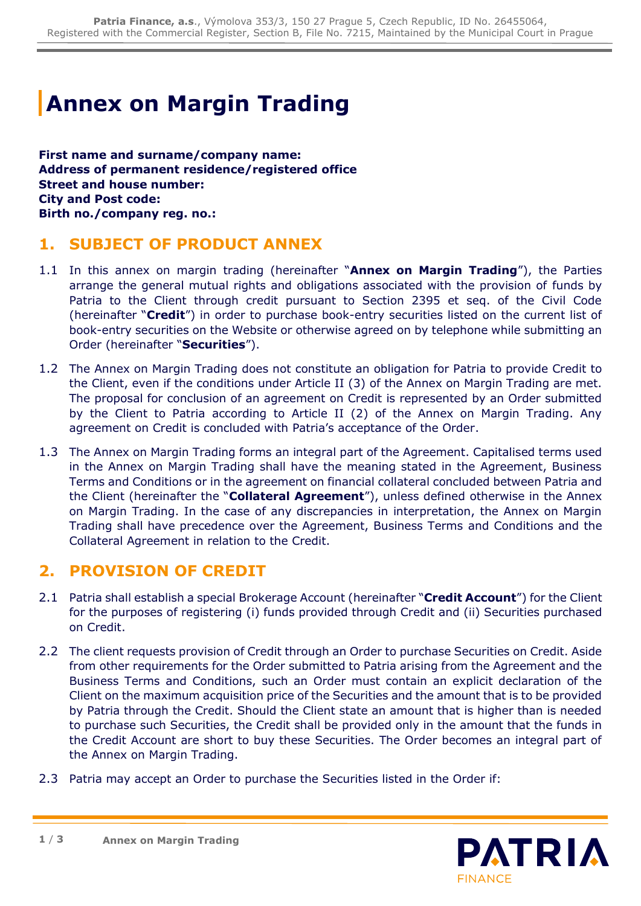# Annex on Margin Trading

**First name and surname/company name:**
**Address of permanent residence/registered office**
**Street and house number:**
**City and Post code:**
**Birth no./company reg. no.:**

## 1. SUBJECT OF PRODUCT ANNEX

1.1 In this annex on margin trading (hereinafter "**Annex on Margin Trading**"), the Parties arrange the general mutual rights and obligations associated with the provision of funds by Patria to the Client through credit pursuant to Section 2395 et seq. of the Civil Code (hereinafter "**Credit**") in order to purchase book-entry securities listed on the current list of book-entry securities on the Website or otherwise agreed on by telephone while submitting an Order (hereinafter "**Securities**").

1.2 The Annex on Margin Trading does not constitute an obligation for Patria to provide Credit to the Client, even if the conditions under Article II (3) of the Annex on Margin Trading are met. The proposal for conclusion of an agreement on Credit is represented by an Order submitted by the Client to Patria according to Article II (2) of the Annex on Margin Trading. Any agreement on Credit is concluded with Patria's acceptance of the Order.

1.3 The Annex on Margin Trading forms an integral part of the Agreement. Capitalised terms used in the Annex on Margin Trading shall have the meaning stated in the Agreement, Business Terms and Conditions or in the agreement on financial collateral concluded between Patria and the Client (hereinafter the "**Collateral Agreement**"), unless defined otherwise in the Annex on Margin Trading. In the case of any discrepancies in interpretation, the Annex on Margin Trading shall have precedence over the Agreement, Business Terms and Conditions and the Collateral Agreement in relation to the Credit.

## 2. PROVISION OF CREDIT

2.1 Patria shall establish a special Brokerage Account (hereinafter "**Credit Account**") for the Client for the purposes of registering (i) funds provided through Credit and (ii) Securities purchased on Credit.

2.2 The client requests provision of Credit through an Order to purchase Securities on Credit. Aside from other requirements for the Order submitted to Patria arising from the Agreement and the Business Terms and Conditions, such an Order must contain an explicit declaration of the Client on the maximum acquisition price of the Securities and the amount that is to be provided by Patria through the Credit. Should the Client state an amount that is higher than is needed to purchase such Securities, the Credit shall be provided only in the amount that the funds in the Credit Account are short to buy these Securities. The Order becomes an integral part of the Annex on Margin Trading.

2.3 Patria may accept an Order to purchase the Securities listed in the Order if: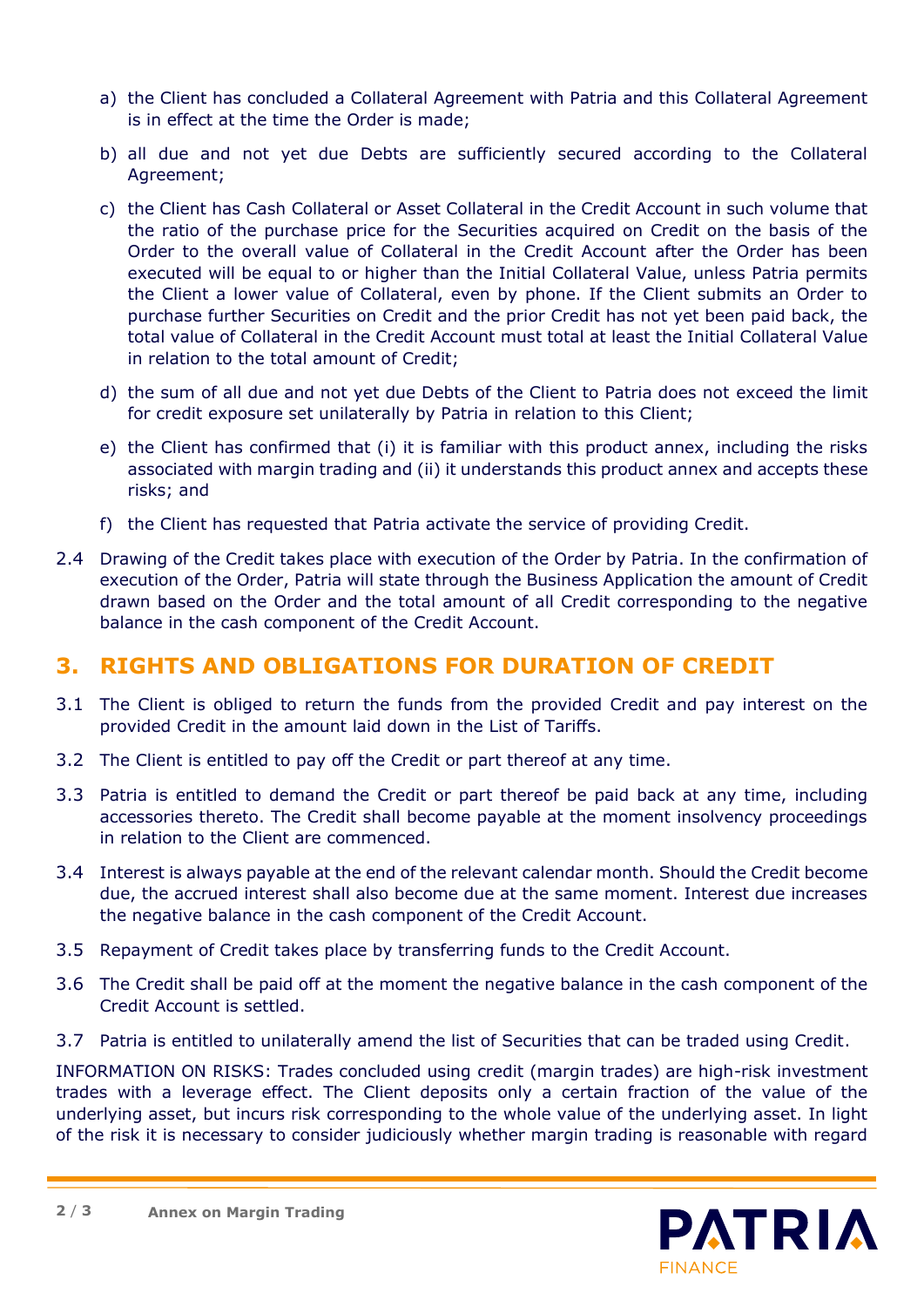a) the Client has concluded a Collateral Agreement with Patria and this Collateral Agreement is in effect at the time the Order is made;

b) all due and not yet due Debts are sufficiently secured according to the Collateral Agreement;

c) the Client has Cash Collateral or Asset Collateral in the Credit Account in such volume that the ratio of the purchase price for the Securities acquired on Credit on the basis of the Order to the overall value of Collateral in the Credit Account after the Order has been executed will be equal to or higher than the Initial Collateral Value, unless Patria permits the Client a lower value of Collateral, even by phone. If the Client submits an Order to purchase further Securities on Credit and the prior Credit has not yet been paid back, the total value of Collateral in the Credit Account must total at least the Initial Collateral Value in relation to the total amount of Credit;

d) the sum of all due and not yet due Debts of the Client to Patria does not exceed the limit for credit exposure set unilaterally by Patria in relation to this Client;

e) the Client has confirmed that (i) it is familiar with this product annex, including the risks associated with margin trading and (ii) it understands this product annex and accepts these risks; and

f) the Client has requested that Patria activate the service of providing Credit.

2.4 Drawing of the Credit takes place with execution of the Order by Patria. In the confirmation of execution of the Order, Patria will state through the Business Application the amount of Credit drawn based on the Order and the total amount of all Credit corresponding to the negative balance in the cash component of the Credit Account.

## 3. RIGHTS AND OBLIGATIONS FOR DURATION OF CREDIT

3.1 The Client is obliged to return the funds from the provided Credit and pay interest on the provided Credit in the amount laid down in the List of Tariffs.

3.2 The Client is entitled to pay off the Credit or part thereof at any time.

3.3 Patria is entitled to demand the Credit or part thereof be paid back at any time, including accessories thereto. The Credit shall become payable at the moment insolvency proceedings in relation to the Client are commenced.

3.4 Interest is always payable at the end of the relevant calendar month. Should the Credit become due, the accrued interest shall also become due at the same moment. Interest due increases the negative balance in the cash component of the Credit Account.

3.5 Repayment of Credit takes place by transferring funds to the Credit Account.

3.6 The Credit shall be paid off at the moment the negative balance in the cash component of the Credit Account is settled.

3.7 Patria is entitled to unilaterally amend the list of Securities that can be traded using Credit.

INFORMATION ON RISKS: Trades concluded using credit (margin trades) are high-risk investment trades with a leverage effect. The Client deposits only a certain fraction of the value of the underlying asset, but incurs risk corresponding to the whole value of the underlying asset. In light of the risk it is necessary to consider judiciously whether margin trading is reasonable with regard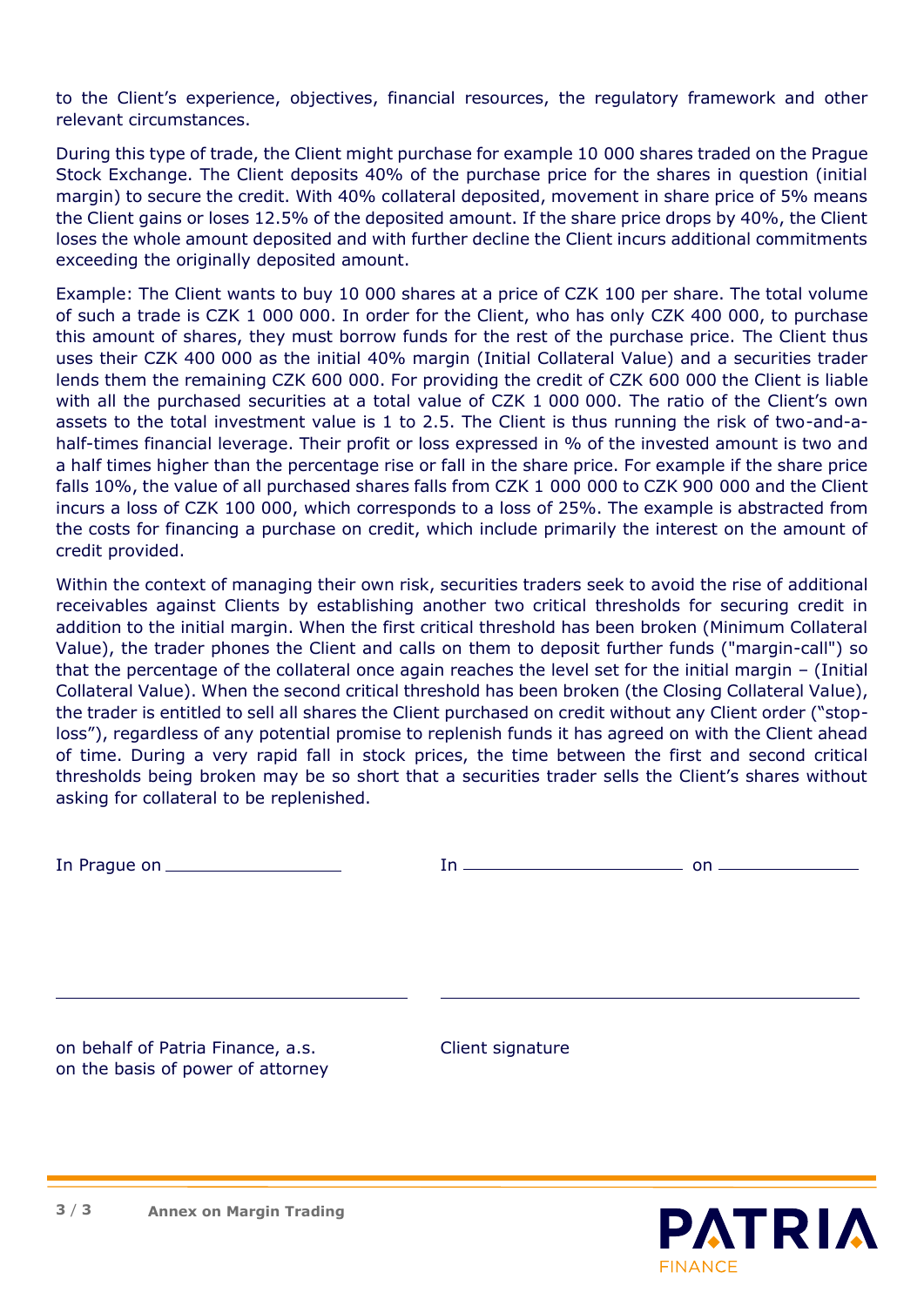to the Client's experience, objectives, financial resources, the regulatory framework and other relevant circumstances.

During this type of trade, the Client might purchase for example 10 000 shares traded on the Prague Stock Exchange. The Client deposits 40% of the purchase price for the shares in question (initial margin) to secure the credit. With 40% collateral deposited, movement in share price of 5% means the Client gains or loses 12.5% of the deposited amount. If the share price drops by 40%, the Client loses the whole amount deposited and with further decline the Client incurs additional commitments exceeding the originally deposited amount.

Example: The Client wants to buy 10 000 shares at a price of CZK 100 per share. The total volume of such a trade is CZK 1 000 000. In order for the Client, who has only CZK 400 000, to purchase this amount of shares, they must borrow funds for the rest of the purchase price. The Client thus uses their CZK 400 000 as the initial 40% margin (Initial Collateral Value) and a securities trader lends them the remaining CZK 600 000. For providing the credit of CZK 600 000 the Client is liable with all the purchased securities at a total value of CZK 1 000 000. The ratio of the Client's own assets to the total investment value is 1 to 2.5. The Client is thus running the risk of two-and-a-half-times financial leverage. Their profit or loss expressed in % of the invested amount is two and a half times higher than the percentage rise or fall in the share price. For example if the share price falls 10%, the value of all purchased shares falls from CZK 1 000 000 to CZK 900 000 and the Client incurs a loss of CZK 100 000, which corresponds to a loss of 25%. The example is abstracted from the costs for financing a purchase on credit, which include primarily the interest on the amount of credit provided.

Within the context of managing their own risk, securities traders seek to avoid the rise of additional receivables against Clients by establishing another two critical thresholds for securing credit in addition to the initial margin. When the first critical threshold has been broken (Minimum Collateral Value), the trader phones the Client and calls on them to deposit further funds ("margin-call") so that the percentage of the collateral once again reaches the level set for the initial margin – (Initial Collateral Value). When the second critical threshold has been broken (the Closing Collateral Value), the trader is entitled to sell all shares the Client purchased on credit without any Client order ("stop-loss"), regardless of any potential promise to replenish funds it has agreed on with the Client ahead of time. During a very rapid fall in stock prices, the time between the first and second critical thresholds being broken may be so short that a securities trader sells the Client's shares without asking for collateral to be replenished.

In Prague on ________________ In ______________________ on ______________

______________________________ ______________________________

on behalf of Patria Finance, a.s.
on the basis of power of attorney

Client signature